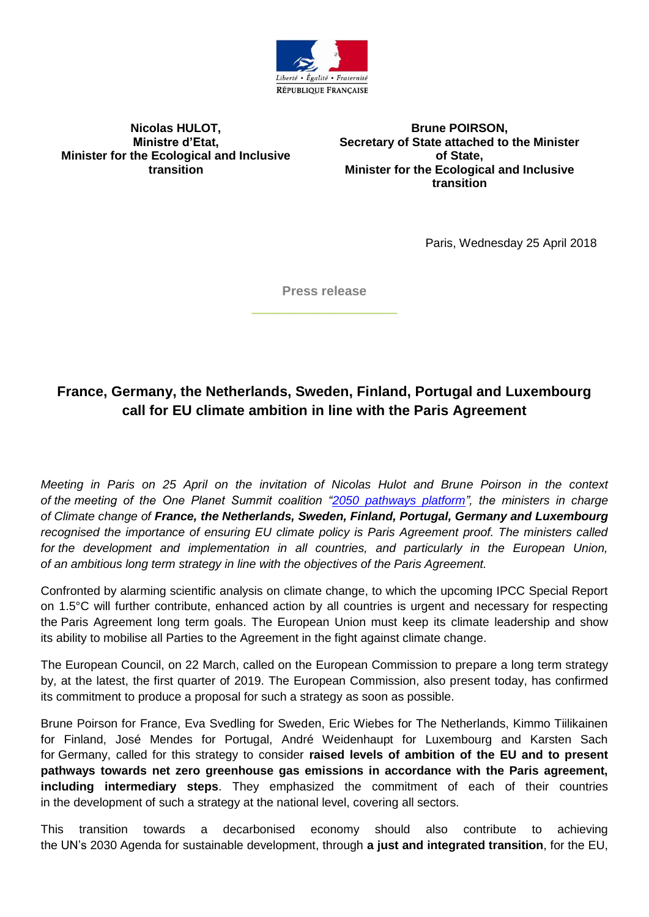Liberté • Égalité • Fraternité
RÉPUBLIQUE FRANÇAISE

**Nicolas HULOT,**
**Ministre d'Etat,**
**Minister for the Ecological and Inclusive transition**

**Brune POIRSON,**
**Secretary of State attached to the Minister of State,**
**Minister for the Ecological and Inclusive transition**

Paris, Wednesday 25 April 2018

**Press release**

## France, Germany, the Netherlands, Sweden, Finland, Portugal and Luxembourg call for EU climate ambition in line with the Paris Agreement

*Meeting in Paris on 25 April on the invitation of Nicolas Hulot and Brune Poirson in the context of the meeting of the One Planet Summit coalition "2050 pathways platform", the ministers in charge of Climate change of* ***France, the Netherlands, Sweden, Finland, Portugal, Germany and Luxembourg*** *recognised the importance of ensuring EU climate policy is Paris Agreement proof. The ministers called for the development and implementation in all countries, and particularly in the European Union, of an ambitious long term strategy in line with the objectives of the Paris Agreement.*

Confronted by alarming scientific analysis on climate change, to which the upcoming IPCC Special Report on 1.5°C will further contribute, enhanced action by all countries is urgent and necessary for respecting the Paris Agreement long term goals. The European Union must keep its climate leadership and show its ability to mobilise all Parties to the Agreement in the fight against climate change.

The European Council, on 22 March, called on the European Commission to prepare a long term strategy by, at the latest, the first quarter of 2019. The European Commission, also present today, has confirmed its commitment to produce a proposal for such a strategy as soon as possible.

Brune Poirson for France, Eva Svedling for Sweden, Eric Wiebes for The Netherlands, Kimmo Tiilikainen for Finland, José Mendes for Portugal, André Weidenhaupt for Luxembourg and Karsten Sach for Germany, called for this strategy to consider **raised levels of ambition of the EU and to present pathways towards net zero greenhouse gas emissions in accordance with the Paris agreement, including intermediary steps**. They emphasized the commitment of each of their countries in the development of such a strategy at the national level, covering all sectors.

This transition towards a decarbonised economy should also contribute to achieving the UN's 2030 Agenda for sustainable development, through **a just and integrated transition**, for the EU,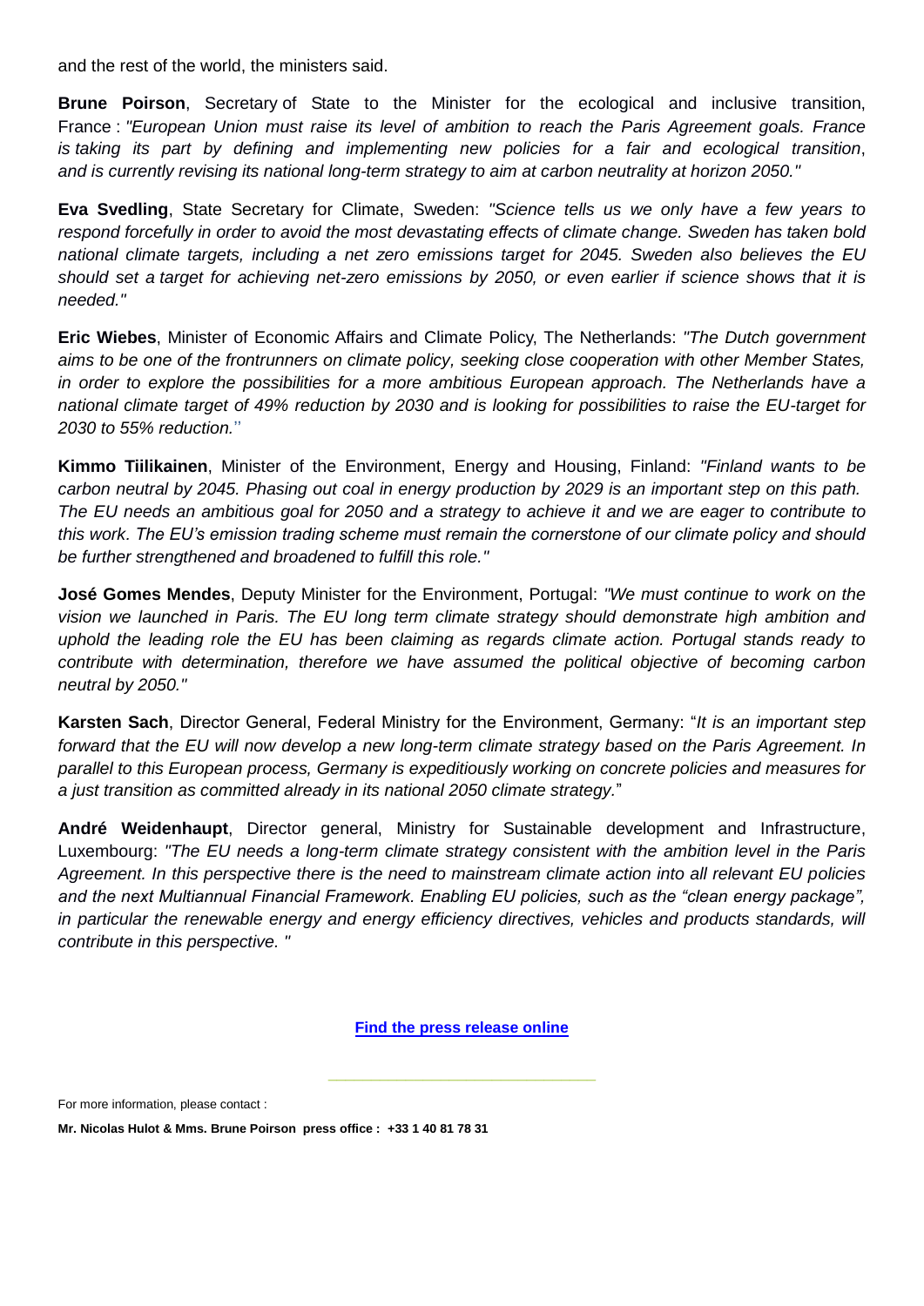and the rest of the world, the ministers said.

**Brune Poirson**, Secretary of State to the Minister for the ecological and inclusive transition, France : *"European Union must raise its level of ambition to reach the Paris Agreement goals. France is taking its part by defining and implementing new policies for a fair and ecological transition, and is currently revising its national long-term strategy to aim at carbon neutrality at horizon 2050."*

**Eva Svedling**, State Secretary for Climate, Sweden: *"Science tells us we only have a few years to respond forcefully in order to avoid the most devastating effects of climate change. Sweden has taken bold national climate targets, including a net zero emissions target for 2045. Sweden also believes the EU should set a target for achieving net-zero emissions by 2050, or even earlier if science shows that it is needed."*

**Eric Wiebes**, Minister of Economic Affairs and Climate Policy, The Netherlands: *"The Dutch government aims to be one of the frontrunners on climate policy, seeking close cooperation with other Member States, in order to explore the possibilities for a more ambitious European approach. The Netherlands have a national climate target of 49% reduction by 2030 and is looking for possibilities to raise the EU-target for 2030 to 55% reduction.*''

**Kimmo Tiilikainen**, Minister of the Environment, Energy and Housing, Finland: *"Finland wants to be carbon neutral by 2045. Phasing out coal in energy production by 2029 is an important step on this path. The EU needs an ambitious goal for 2050 and a strategy to achieve it and we are eager to contribute to this work. The EU's emission trading scheme must remain the cornerstone of our climate policy and should be further strengthened and broadened to fulfill this role."*

**José Gomes Mendes**, Deputy Minister for the Environment, Portugal: *"We must continue to work on the vision we launched in Paris. The EU long term climate strategy should demonstrate high ambition and uphold the leading role the EU has been claiming as regards climate action. Portugal stands ready to contribute with determination, therefore we have assumed the political objective of becoming carbon neutral by 2050."*

**Karsten Sach**, Director General, Federal Ministry for the Environment, Germany: "*It is an important step forward that the EU will now develop a new long-term climate strategy based on the Paris Agreement. In parallel to this European process, Germany is expeditiously working on concrete policies and measures for a just transition as committed already in its national 2050 climate strategy.*"

**André Weidenhaupt**, Director general, Ministry for Sustainable development and Infrastructure, Luxembourg: *"The EU needs a long-term climate strategy consistent with the ambition level in the Paris Agreement. In this perspective there is the need to mainstream climate action into all relevant EU policies and the next Multiannual Financial Framework. Enabling EU policies, such as the "clean energy package", in particular the renewable energy and energy efficiency directives, vehicles and products standards, will contribute in this perspective. "*

**Find the press release online**

---

For more information, please contact :

**Mr. Nicolas Hulot & Mms. Brune Poirson press office : +33 1 40 81 78 31**